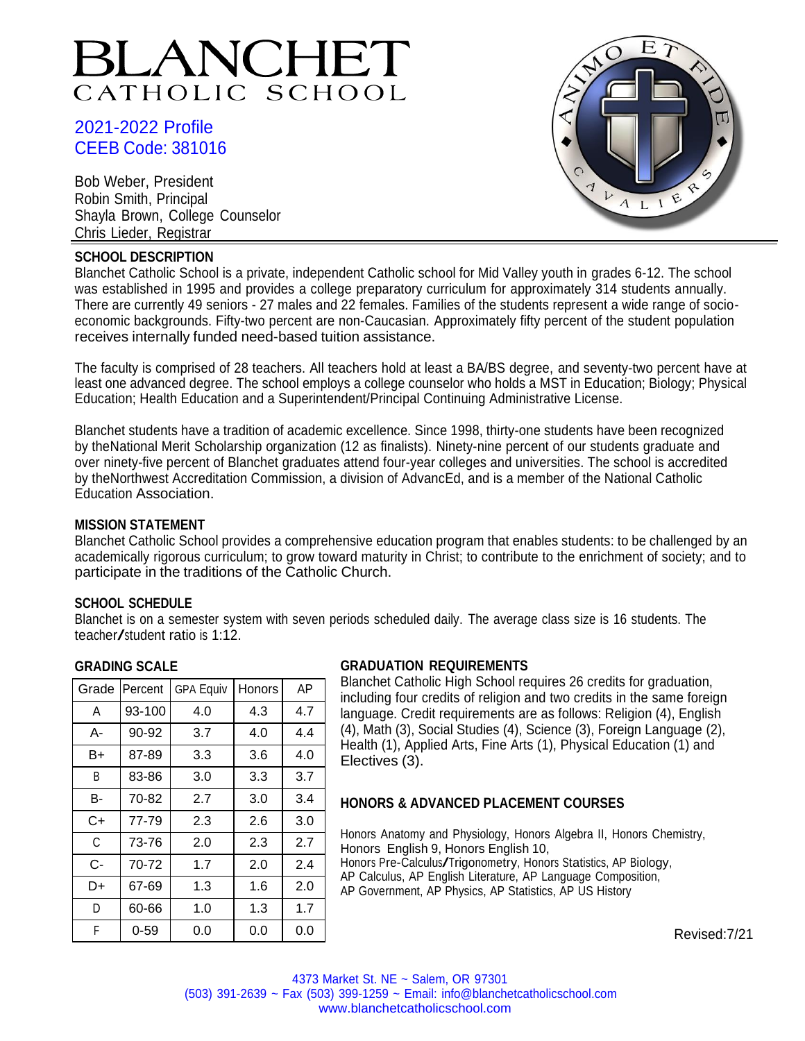# BLANCHET
## CATHOLIC SCHOOL

2021-2022 Profile
CEEB Code: 381016

Bob Weber, President
Robin Smith, Principal
Shayla Brown, College Counselor
Chris Lieder, Registrar

### SCHOOL DESCRIPTION

Blanchet Catholic School is a private, independent Catholic school for Mid Valley youth in grades 6-12. The school was established in 1995 and provides a college preparatory curriculum for approximately 314 students annually. There are currently 49 seniors - 27 males and 22 females. Families of the students represent a wide range of socio-economic backgrounds. Fifty-two percent are non-Caucasian. Approximately fifty percent of the student population receives internally funded need-based tuition assistance.

The faculty is comprised of 28 teachers. All teachers hold at least a BA/BS degree, and seventy-two percent have at least one advanced degree. The school employs a college counselor who holds a MST in Education; Biology; Physical Education; Health Education and a Superintendent/Principal Continuing Administrative License.

Blanchet students have a tradition of academic excellence. Since 1998, thirty-one students have been recognized by theNational Merit Scholarship organization (12 as finalists). Ninety-nine percent of our students graduate and over ninety-five percent of Blanchet graduates attend four-year colleges and universities. The school is accredited by theNorthwest Accreditation Commission, a division of AdvancEd, and is a member of the National Catholic Education Association.

### MISSION STATEMENT

Blanchet Catholic School provides a comprehensive education program that enables students: to be challenged by an academically rigorous curriculum; to grow toward maturity in Christ; to contribute to the enrichment of society; and to participate in the traditions of the Catholic Church.

### SCHOOL SCHEDULE

Blanchet is on a semester system with seven periods scheduled daily. The average class size is 16 students. The teacher/student ratio is 1:12.

### GRADING SCALE

| Grade | Percent | GPA Equiv | Honors | AP |
|---|---|---|---|---|
| A | 93-100 | 4.0 | 4.3 | 4.7 |
| A- | 90-92 | 3.7 | 4.0 | 4.4 |
| B+ | 87-89 | 3.3 | 3.6 | 4.0 |
| B | 83-86 | 3.0 | 3.3 | 3.7 |
| B- | 70-82 | 2.7 | 3.0 | 3.4 |
| C+ | 77-79 | 2.3 | 2.6 | 3.0 |
| C | 73-76 | 2.0 | 2.3 | 2.7 |
| C- | 70-72 | 1.7 | 2.0 | 2.4 |
| D+ | 67-69 | 1.3 | 1.6 | 2.0 |
| D | 60-66 | 1.0 | 1.3 | 1.7 |
| F | 0-59 | 0.0 | 0.0 | 0.0 |

### GRADUATION REQUIREMENTS

Blanchet Catholic High School requires 26 credits for graduation, including four credits of religion and two credits in the same foreign language. Credit requirements are as follows: Religion (4), English (4), Math (3), Social Studies (4), Science (3), Foreign Language (2), Health (1), Applied Arts, Fine Arts (1), Physical Education (1) and Electives (3).

### HONORS & ADVANCED PLACEMENT COURSES

Honors Anatomy and Physiology, Honors Algebra II, Honors Chemistry, Honors English 9, Honors English 10, Honors Pre-Calculus/Trigonometry, Honors Statistics, AP Biology, AP Calculus, AP English Literature, AP Language Composition, AP Government, AP Physics, AP Statistics, AP US History

Revised:7/21

4373 Market St. NE ~ Salem, OR 97301
(503) 391-2639 ~ Fax (503) 399-1259 ~ Email: info@blanchetcatholicschool.com
www.blanchetcatholicschool.com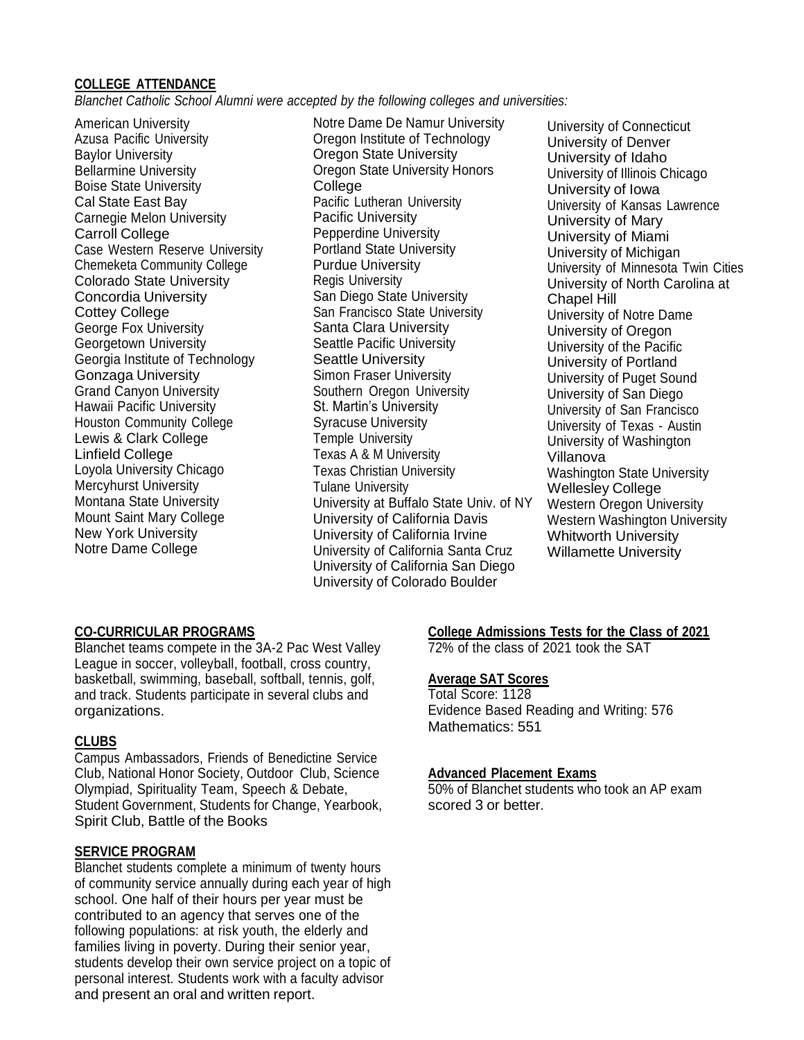## COLLEGE ATTENDANCE

*Blanchet Catholic School Alumni were accepted by the following colleges and universities:*

American University
Azusa Pacific University
Baylor University
Bellarmine University
Boise State University
Cal State East Bay
Carnegie Melon University
Carroll College
Case Western Reserve University
Chemeketa Community College
Colorado State University
Concordia University
Cottey College
George Fox University
Georgetown University
Georgia Institute of Technology
Gonzaga University
Grand Canyon University
Hawaii Pacific University
Houston Community College
Lewis & Clark College
Linfield College
Loyola University Chicago
Mercyhurst University
Montana State University
Mount Saint Mary College
New York University
Notre Dame College
Notre Dame De Namur University
Oregon Institute of Technology
Oregon State University
Oregon State University Honors College
Pacific Lutheran University
Pacific University
Pepperdine University
Portland State University
Purdue University
Regis University
San Diego State University
San Francisco State University
Santa Clara University
Seattle Pacific University
Seattle University
Simon Fraser University
Southern Oregon University
St. Martin's University
Syracuse University
Temple University
Texas A & M University
Texas Christian University
Tulane University
University at Buffalo State Univ. of NY
University of California Davis
University of California Irvine
University of California Santa Cruz
University of California San Diego
University of Colorado Boulder
University of Connecticut
University of Denver
University of Idaho
University of Illinois Chicago
University of Iowa
University of Kansas Lawrence
University of Mary
University of Miami
University of Michigan
University of Minnesota Twin Cities
University of North Carolina at Chapel Hill
University of Notre Dame
University of Oregon
University of the Pacific
University of Portland
University of Puget Sound
University of San Diego
University of San Francisco
University of Texas - Austin
University of Washington
Villanova
Washington State University
Wellesley College
Western Oregon University
Western Washington University
Whitworth University
Willamette University

## CO-CURRICULAR PROGRAMS

Blanchet teams compete in the 3A-2 Pac West Valley League in soccer, volleyball, football, cross country, basketball, swimming, baseball, softball, tennis, golf, and track. Students participate in several clubs and organizations.

## CLUBS

Campus Ambassadors, Friends of Benedictine Service Club, National Honor Society, Outdoor Club, Science Olympiad, Spirituality Team, Speech & Debate, Student Government, Students for Change, Yearbook, Spirit Club, Battle of the Books

## SERVICE PROGRAM

Blanchet students complete a minimum of twenty hours of community service annually during each year of high school. One half of their hours per year must be contributed to an agency that serves one of the following populations: at risk youth, the elderly and families living in poverty. During their senior year, students develop their own service project on a topic of personal interest. Students work with a faculty advisor and present an oral and written report.

## College Admissions Tests for the Class of 2021

72% of the class of 2021 took the SAT

## Average SAT Scores

Total Score: 1128
Evidence Based Reading and Writing: 576
Mathematics: 551

## Advanced Placement Exams

50% of Blanchet students who took an AP exam scored 3 or better.